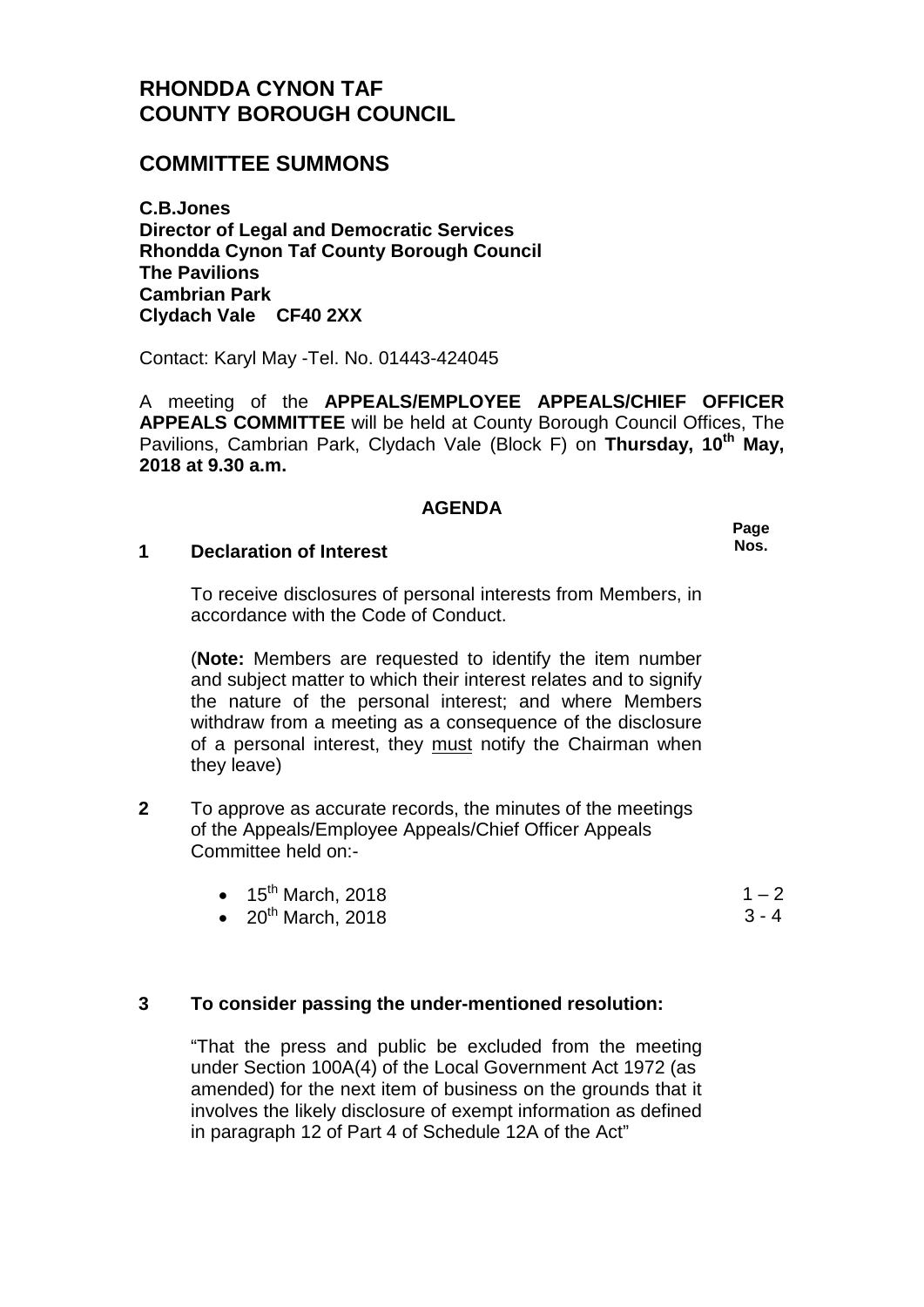# RHONDDA CYNON TAF COUNTY BOROUGH COUNCIL

## COMMITTEE SUMMONS

**C.B.Jones**
**Director of Legal and Democratic Services**
**Rhondda Cynon Taf County Borough Council**
**The Pavilions**
**Cambrian Park**
**Clydach Vale CF40 2XX**

Contact: Karyl May -Tel. No. 01443-424045

A meeting of the **APPEALS/EMPLOYEE APPEALS/CHIEF OFFICER APPEALS COMMITTEE** will be held at County Borough Council Offices, The Pavilions, Cambrian Park, Clydach Vale (Block F) on **Thursday, 10th May, 2018 at 9.30 a.m.**

### AGENDA

| | | Page Nos. |
|---|---|---|
| **1** | **Declaration of Interest** | |
| | To receive disclosures of personal interests from Members, in accordance with the Code of Conduct. | |
| | (**Note:** Members are requested to identify the item number and subject matter to which their interest relates and to signify the nature of the personal interest; and where Members withdraw from a meeting as a consequence of the disclosure of a personal interest, they must notify the Chairman when they leave) | |
| **2** | To approve as accurate records, the minutes of the meetings of the Appeals/Employee Appeals/Chief Officer Appeals Committee held on:- | |
| | • 15th March, 2018 | 1 – 2 |
| | • 20th March, 2018 | 3 - 4 |
| **3** | **To consider passing the under-mentioned resolution:** | |
| | "That the press and public be excluded from the meeting under Section 100A(4) of the Local Government Act 1972 (as amended) for the next item of business on the grounds that it involves the likely disclosure of exempt information as defined in paragraph 12 of Part 4 of Schedule 12A of the Act" | |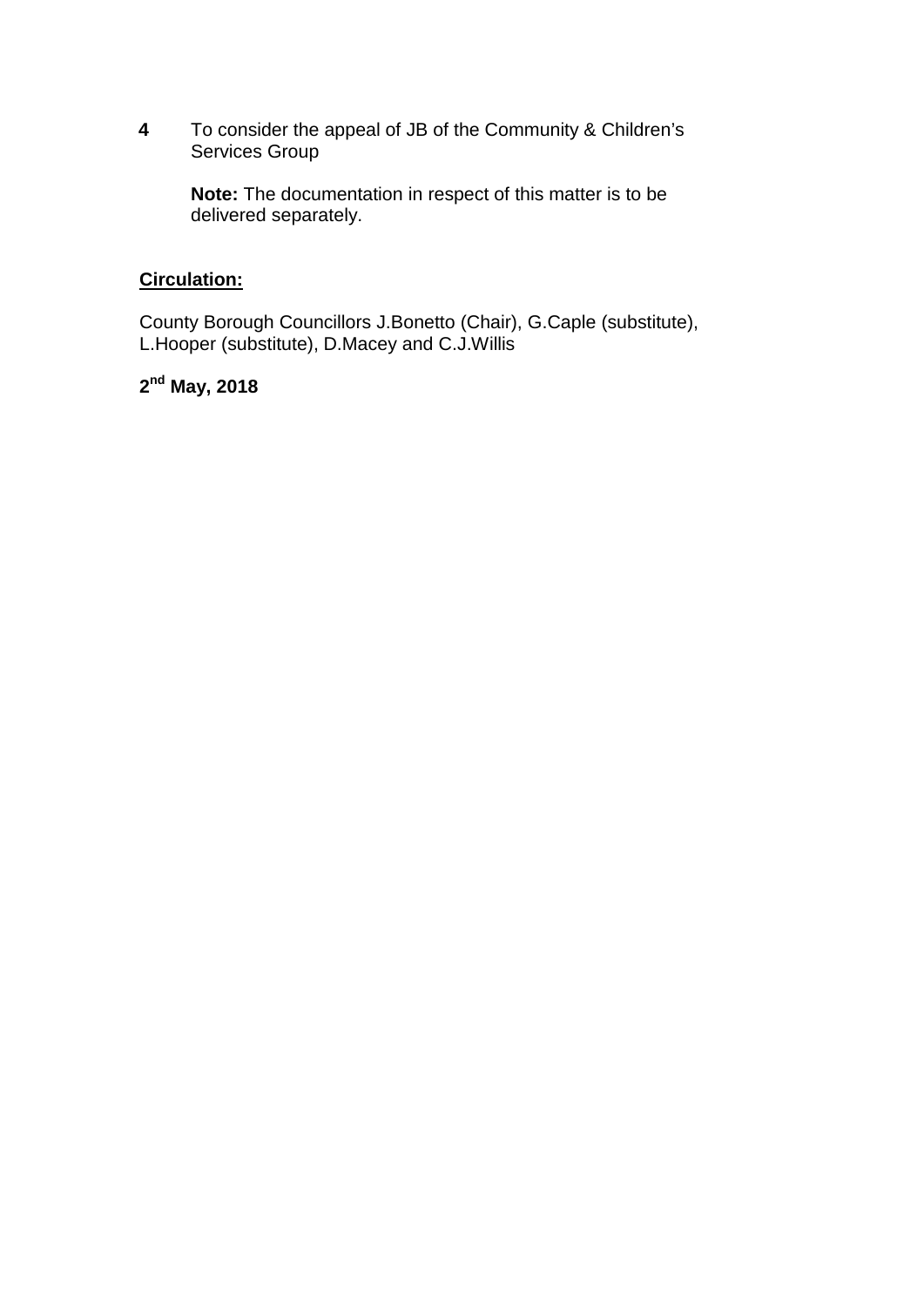**4** To consider the appeal of JB of the Community & Children's Services Group

**Note:** The documentation in respect of this matter is to be delivered separately.

**Circulation:**

County Borough Councillors J.Bonetto (Chair), G.Caple (substitute), L.Hooper (substitute), D.Macey and C.J.Willis

**2nd May, 2018**